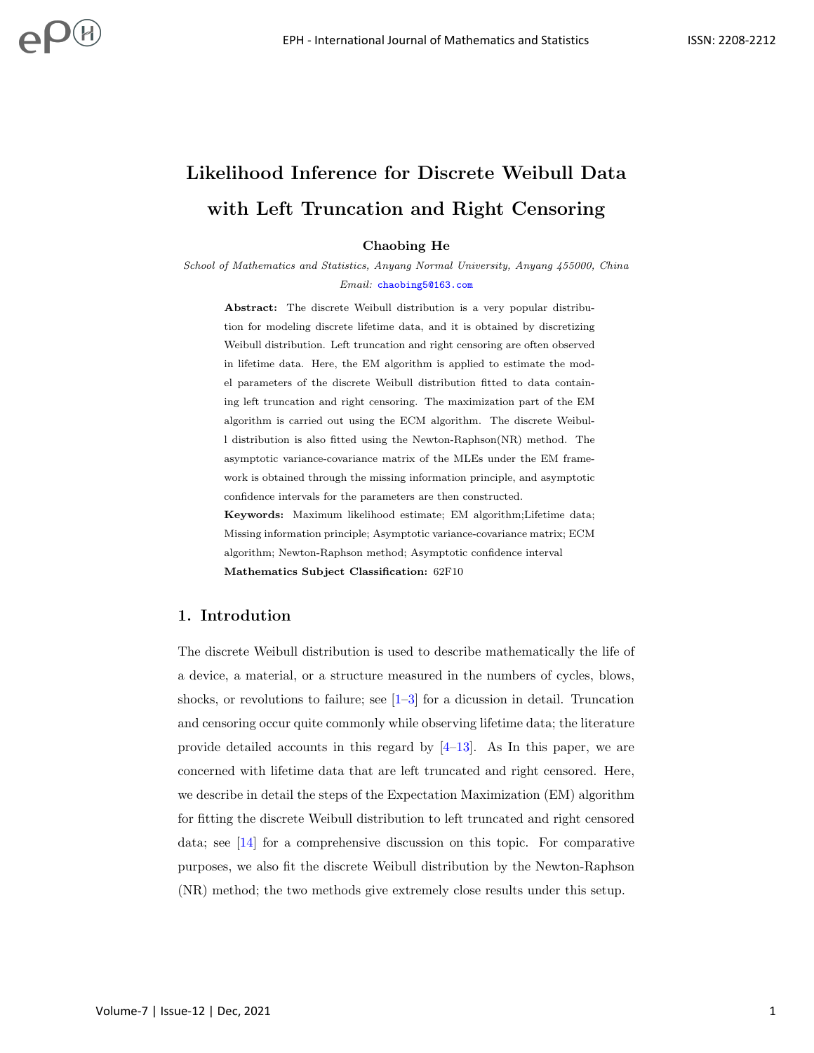# Likelihood Inference for Discrete Weibull Data with Left Truncation and Right Censoring

**Chaobing He**

*School of Mathematics and Statistics, Anyang Normal University, Anyang 455000, China*

*Email:* chaobing5@163.com

**Abstract:** The discrete Weibull distribution is a very popular distribution for modeling discrete lifetime data, and it is obtained by discretizing Weibull distribution. Left truncation and right censoring are often observed in lifetime data. Here, the EM algorithm is applied to estimate the model parameters of the discrete Weibull distribution fitted to data containing left truncation and right censoring. The maximization part of the EM algorithm is carried out using the ECM algorithm. The discrete Weibull distribution is also fitted using the Newton-Raphson(NR) method. The asymptotic variance-covariance matrix of the MLEs under the EM framework is obtained through the missing information principle, and asymptotic confidence intervals for the parameters are then constructed.

**Keywords:** Maximum likelihood estimate; EM algorithm;Lifetime data; Missing information principle; Asymptotic variance-covariance matrix; ECM algorithm; Newton-Raphson method; Asymptotic confidence interval

**Mathematics Subject Classification:** 62F10

## 1. Introduction

The discrete Weibull distribution is used to describe mathematically the life of a device, a material, or a structure measured in the numbers of cycles, blows, shocks, or revolutions to failure; see [1–3] for a dicussion in detail. Truncation and censoring occur quite commonly while observing lifetime data; the literature provide detailed accounts in this regard by [4–13]. As In this paper, we are concerned with lifetime data that are left truncated and right censored. Here, we describe in detail the steps of the Expectation Maximization (EM) algorithm for fitting the discrete Weibull distribution to left truncated and right censored data; see [14] for a comprehensive discussion on this topic. For comparative purposes, we also fit the discrete Weibull distribution by the Newton-Raphson (NR) method; the two methods give extremely close results under this setup.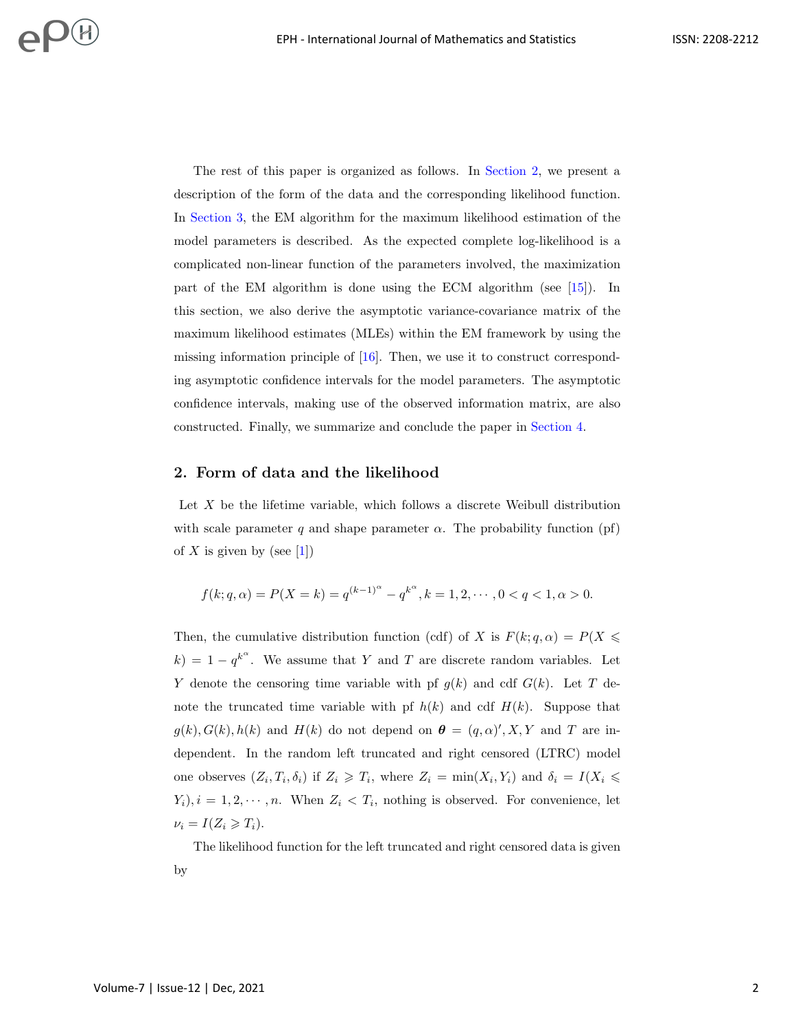The rest of this paper is organized as follows. In Section 2, we present a description of the form of the data and the corresponding likelihood function. In Section 3, the EM algorithm for the maximum likelihood estimation of the model parameters is described. As the expected complete log-likelihood is a complicated non-linear function of the parameters involved, the maximization part of the EM algorithm is done using the ECM algorithm (see [15]). In this section, we also derive the asymptotic variance-covariance matrix of the maximum likelihood estimates (MLEs) within the EM framework by using the missing information principle of [16]. Then, we use it to construct corresponding asymptotic confidence intervals for the model parameters. The asymptotic confidence intervals, making use of the observed information matrix, are also constructed. Finally, we summarize and conclude the paper in Section 4.

## 2. Form of data and the likelihood

Let $X$ be the lifetime variable, which follows a discrete Weibull distribution with scale parameter $q$ and shape parameter $\alpha$. The probability function (pf) of $X$ is given by (see [1])

$$f(k; q, \alpha) = P(X = k) = q^{(k-1)^{\alpha}} - q^{k^{\alpha}}, k = 1, 2, \cdots, 0 < q < 1, \alpha > 0.$$

Then, the cumulative distribution function (cdf) of $X$ is $F(k; q, \alpha) = P(X \leqslant k) = 1 - q^{k^{\alpha}}$. We assume that $Y$ and $T$ are discrete random variables. Let $Y$ denote the censoring time variable with pf $g(k)$ and cdf $G(k)$. Let $T$ denote the truncated time variable with pf $h(k)$ and cdf $H(k)$. Suppose that $g(k), G(k), h(k)$ and $H(k)$ do not depend on $\boldsymbol{\theta} = (q, \alpha)'$, $X, Y$ and $T$ are independent. In the random left truncated and right censored (LTRC) model one observes $(Z_i, T_i, \delta_i)$ if $Z_i \geqslant T_i$, where $Z_i = \min(X_i, Y_i)$ and $\delta_i = I(X_i \leqslant Y_i), i = 1, 2, \cdots, n$. When $Z_i < T_i$, nothing is observed. For convenience, let $\nu_i = I(Z_i \geqslant T_i)$.

The likelihood function for the left truncated and right censored data is given by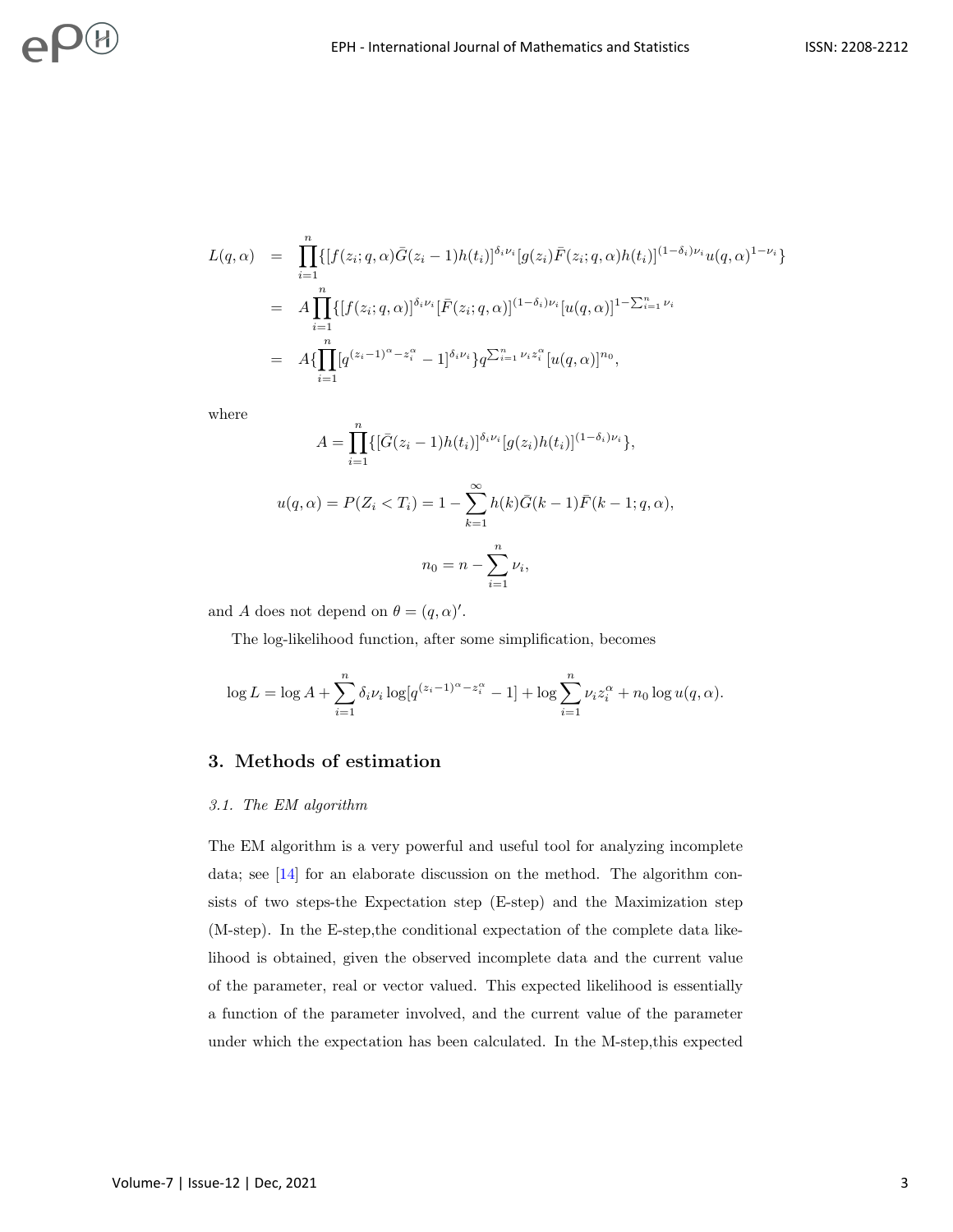$$
\begin{aligned}
L(q,\alpha) &= \prod_{i=1}^{n}\{[f(z_i;q,\alpha)\bar{G}(z_i-1)h(t_i)]^{\delta_i\nu_i}[g(z_i)\bar{F}(z_i;q,\alpha)h(t_i)]^{(1-\delta_i)\nu_i}u(q,\alpha)^{1-\nu_i}\} \\
&= A\prod_{i=1}^{n}\{[f(z_i;q,\alpha)]^{\delta_i\nu_i}[\bar{F}(z_i;q,\alpha)]^{(1-\delta_i)\nu_i}[u(q,\alpha)]^{1-\sum_{i=1}^{n}\nu_i} \\
&= A\{\prod_{i=1}^{n}[q^{(z_i-1)^{\alpha}-z_i^{\alpha}}-1]^{\delta_i\nu_i}\}q^{\sum_{i=1}^{n}\nu_i z_i^{\alpha}}[u(q,\alpha)]^{n_0},
\end{aligned}
$$

where

$$
A = \prod_{i=1}^{n}\{[\bar{G}(z_i-1)h(t_i)]^{\delta_i\nu_i}[g(z_i)h(t_i)]^{(1-\delta_i)\nu_i}\},
$$

$$
u(q,\alpha) = P(Z_i < T_i) = 1 - \sum_{k=1}^{\infty}h(k)\bar{G}(k-1)\bar{F}(k-1;q,\alpha),
$$

$$
n_0 = n - \sum_{i=1}^{n}\nu_i,
$$

and $A$ does not depend on $\theta = (q,\alpha)'$.

The log-likelihood function, after some simplification, becomes

$$
\log L = \log A + \sum_{i=1}^{n}\delta_i\nu_i\log[q^{(z_i-1)^{\alpha}-z_i^{\alpha}}-1] + \log\sum_{i=1}^{n}\nu_i z_i^{\alpha} + n_0\log u(q,\alpha).
$$

## 3. Methods of estimation

### *3.1. The EM algorithm*

The EM algorithm is a very powerful and useful tool for analyzing incomplete data; see [14] for an elaborate discussion on the method. The algorithm consists of two steps-the Expectation step (E-step) and the Maximization step (M-step). In the E-step,the conditional expectation of the complete data likelihood is obtained, given the observed incomplete data and the current value of the parameter, real or vector valued. This expected likelihood is essentially a function of the parameter involved, and the current value of the parameter under which the expectation has been calculated. In the M-step,this expected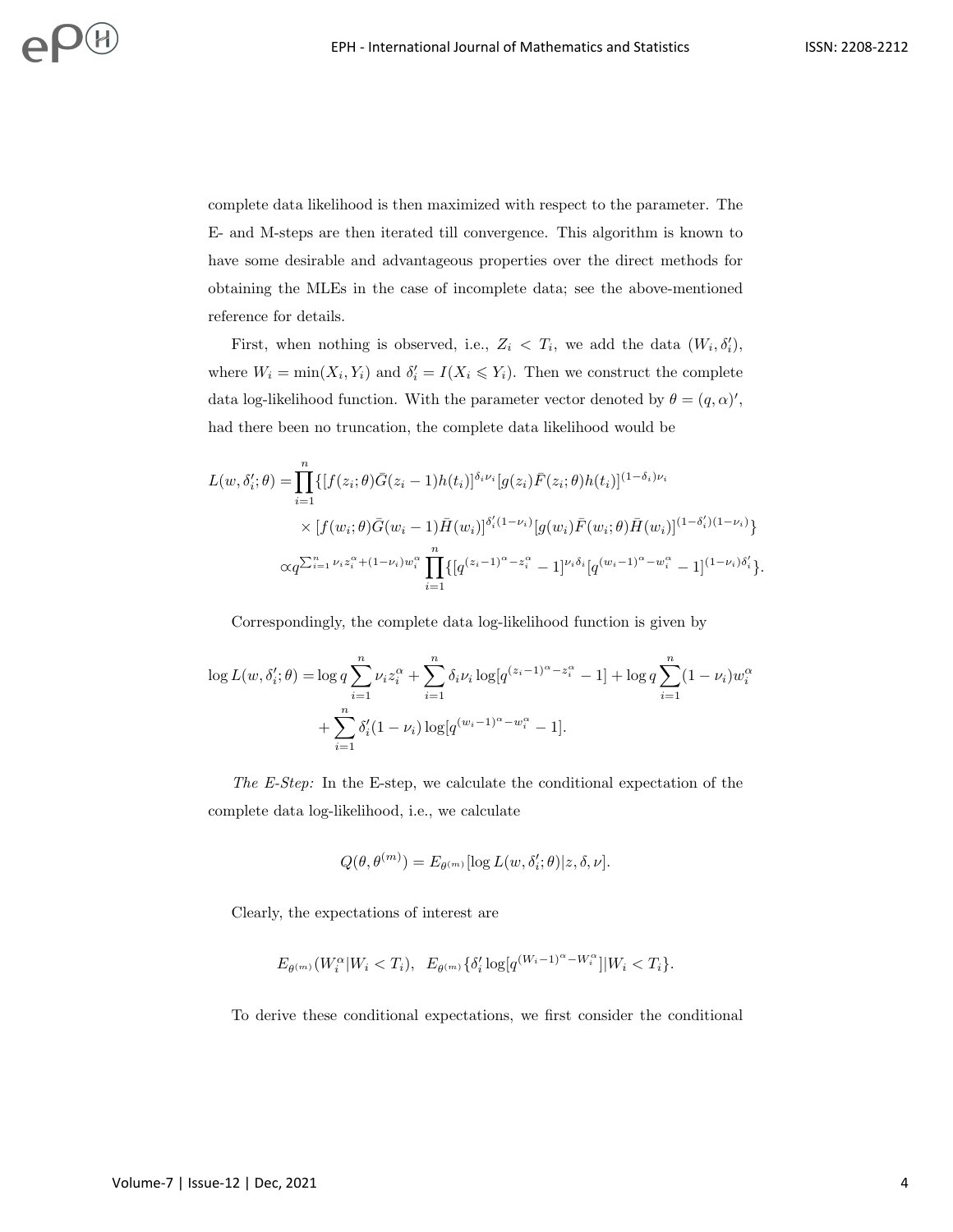complete data likelihood is then maximized with respect to the parameter. The E- and M-steps are then iterated till convergence. This algorithm is known to have some desirable and advantageous properties over the direct methods for obtaining the MLEs in the case of incomplete data; see the above-mentioned reference for details.

First, when nothing is observed, i.e., $Z_i < T_i$, we add the data $(W_i, \delta_i')$, where $W_i = \min(X_i, Y_i)$ and $\delta_i' = I(X_i \leqslant Y_i)$. Then we construct the complete data log-likelihood function. With the parameter vector denoted by $\theta = (q, \alpha)'$, had there been no truncation, the complete data likelihood would be

$$
\begin{aligned}
L(w, \delta_i'; \theta) =& \prod_{i=1}^{n} \{[f(z_i; \theta)\bar{G}(z_i - 1)h(t_i)]^{\delta_i \nu_i}[g(z_i)\bar{F}(z_i; \theta)h(t_i)]^{(1-\delta_i)\nu_i} \\
&\times [f(w_i; \theta)\bar{G}(w_i - 1)\bar{H}(w_i)]^{\delta_i'(1-\nu_i)}[g(w_i)\bar{F}(w_i; \theta)\bar{H}(w_i)]^{(1-\delta_i')(1-\nu_i)}\} \\
\propto& q^{\sum_{i=1}^{n} \nu_i z_i^\alpha + (1-\nu_i)w_i^\alpha} \prod_{i=1}^{n} \{[q^{(z_i-1)^\alpha - z_i^\alpha} - 1]^{\nu_i \delta_i}[q^{(w_i-1)^\alpha - w_i^\alpha} - 1]^{(1-\nu_i)\delta_i'}\}.
\end{aligned}
$$

Correspondingly, the complete data log-likelihood function is given by

$$
\begin{aligned}
\log L(w, \delta_i'; \theta) =& \log q \sum_{i=1}^{n} \nu_i z_i^\alpha + \sum_{i=1}^{n} \delta_i \nu_i \log[q^{(z_i-1)^\alpha - z_i^\alpha} - 1] + \log q \sum_{i=1}^{n} (1 - \nu_i) w_i^\alpha \\
&+ \sum_{i=1}^{n} \delta_i'(1 - \nu_i) \log[q^{(w_i-1)^\alpha - w_i^\alpha} - 1].
\end{aligned}
$$

*The E-Step:* In the E-step, we calculate the conditional expectation of the complete data log-likelihood, i.e., we calculate

$$
Q(\theta, \theta^{(m)}) = E_{\theta^{(m)}}[\log L(w, \delta_i'; \theta)|z, \delta, \nu].
$$

Clearly, the expectations of interest are

$$
E_{\theta^{(m)}}(W_i^\alpha | W_i < T_i), \quad E_{\theta^{(m)}}\{\delta_i' \log[q^{(W_i-1)^\alpha - W_i^\alpha}]|W_i < T_i\}.
$$

To derive these conditional expectations, we first consider the conditional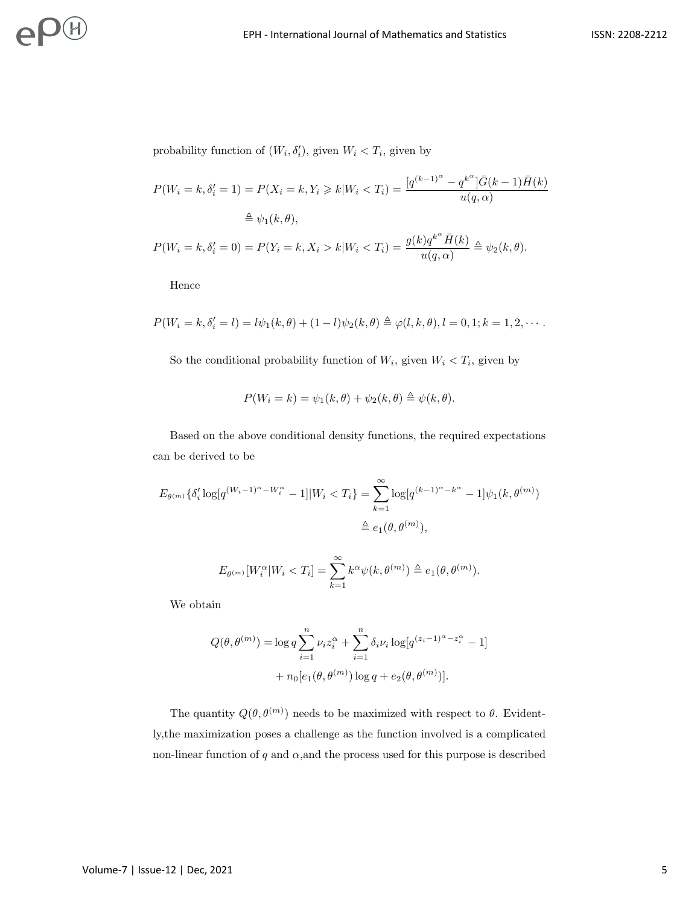probability function of $(W_i, \delta_i')$, given $W_i < T_i$, given by

$$
\begin{aligned}
P(W_i = k, \delta_i' = 1) = P(X_i = k, Y_i \geqslant k | W_i < T_i) &= \frac{[q^{(k-1)^\alpha} - q^{k^\alpha}]\bar{G}(k-1)\bar{H}(k)}{u(q, \alpha)} \\
&\triangleq \psi_1(k, \theta), \\
P(W_i = k, \delta_i' = 0) = P(Y_i = k, X_i > k | W_i < T_i) &= \frac{g(k) q^{k^\alpha} \bar{H}(k)}{u(q, \alpha)} \triangleq \psi_2(k, \theta).
\end{aligned}
$$

Hence

$$
P(W_i = k, \delta_i' = l) = l\psi_1(k, \theta) + (1 - l)\psi_2(k, \theta) \triangleq \varphi(l, k, \theta), l = 0, 1; k = 1, 2, \cdots.
$$

So the conditional probability function of $W_i$, given $W_i < T_i$, given by

$$
P(W_i = k) = \psi_1(k, \theta) + \psi_2(k, \theta) \triangleq \psi(k, \theta).
$$

Based on the above conditional density functions, the required expectations can be derived to be

$$
\begin{aligned}
E_{\theta^{(m)}}\{\delta_i' \log[q^{(W_i - 1)^\alpha - W_i^\alpha} - 1] | W_i < T_i\} &= \sum_{k=1}^{\infty} \log[q^{(k-1)^\alpha - k^\alpha} - 1]\psi_1(k, \theta^{(m)}) \\
&\triangleq e_1(\theta, \theta^{(m)}),
\end{aligned}
$$

$$
E_{\theta^{(m)}}[W_i^\alpha | W_i < T_i] = \sum_{k=1}^{\infty} k^\alpha \psi(k, \theta^{(m)}) \triangleq e_1(\theta, \theta^{(m)}).
$$

We obtain

$$
\begin{aligned}
Q(\theta, \theta^{(m)}) = &\log q \sum_{i=1}^{n} \nu_i z_i^\alpha + \sum_{i=1}^{n} \delta_i \nu_i \log[q^{(z_i - 1)^\alpha - z_i^\alpha} - 1] \\
&+ n_0[e_1(\theta, \theta^{(m)}) \log q + e_2(\theta, \theta^{(m)})].
\end{aligned}
$$

The quantity $Q(\theta, \theta^{(m)})$ needs to be maximized with respect to $\theta$. Evidently,the maximization poses a challenge as the function involved is a complicated non-linear function of $q$ and $\alpha$,and the process used for this purpose is described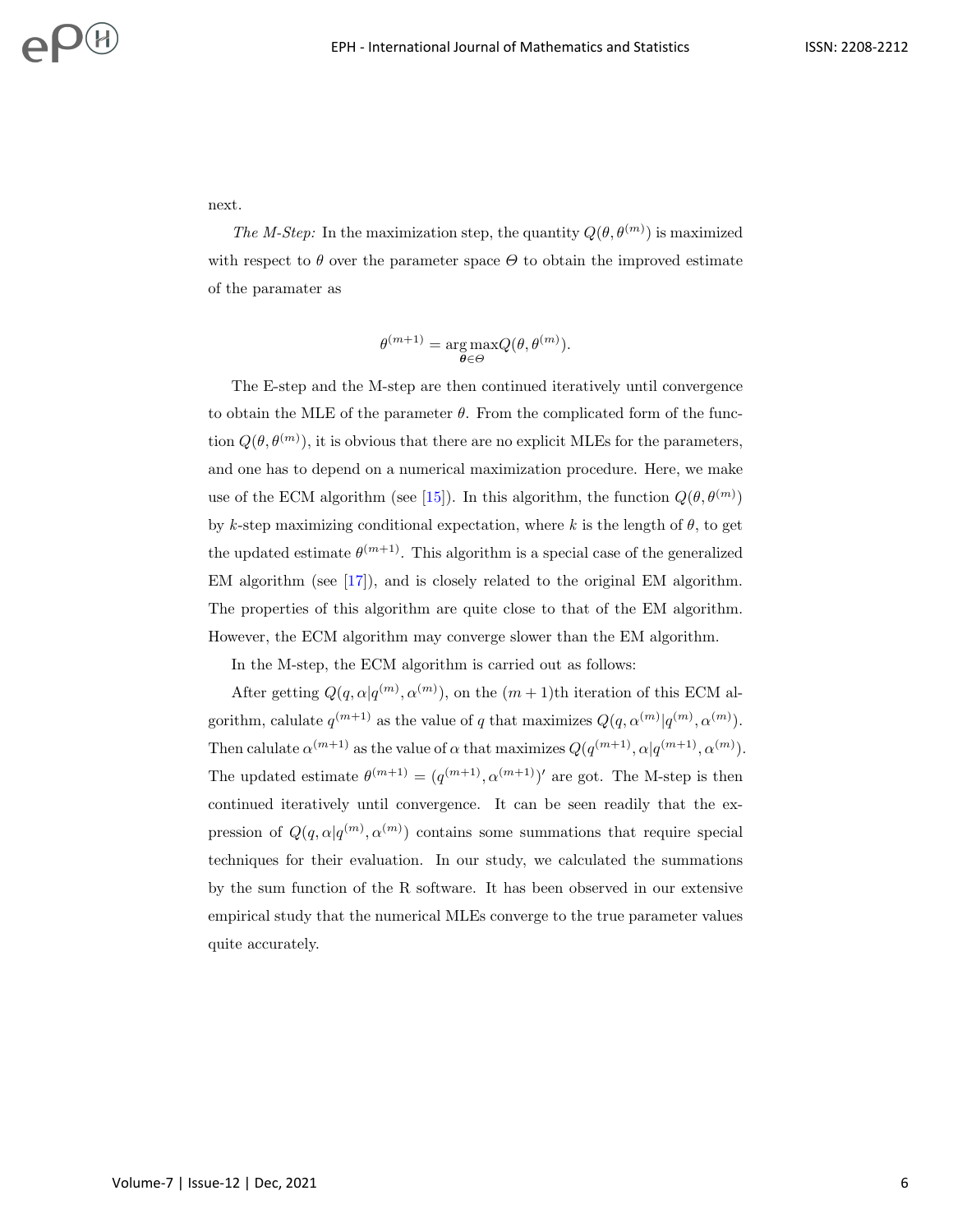next.

*The M-Step:* In the maximization step, the quantity $Q(\theta, \theta^{(m)})$ is maximized with respect to $\theta$ over the parameter space $\Theta$ to obtain the improved estimate of the paramater as

$$\theta^{(m+1)} = \underset{\boldsymbol{\theta} \in \Theta}{\arg\max} Q(\theta, \theta^{(m)}).$$

The E-step and the M-step are then continued iteratively until convergence to obtain the MLE of the parameter $\theta$. From the complicated form of the function $Q(\theta, \theta^{(m)})$, it is obvious that there are no explicit MLEs for the parameters, and one has to depend on a numerical maximization procedure. Here, we make use of the ECM algorithm (see [15]). In this algorithm, the function $Q(\theta, \theta^{(m)})$ by $k$-step maximizing conditional expectation, where $k$ is the length of $\theta$, to get the updated estimate $\theta^{(m+1)}$. This algorithm is a special case of the generalized EM algorithm (see [17]), and is closely related to the original EM algorithm. The properties of this algorithm are quite close to that of the EM algorithm. However, the ECM algorithm may converge slower than the EM algorithm.

In the M-step, the ECM algorithm is carried out as follows:

After getting $Q(q, \alpha | q^{(m)}, \alpha^{(m)})$, on the $(m+1)$th iteration of this ECM algorithm, calulate $q^{(m+1)}$ as the value of $q$ that maximizes $Q(q, \alpha^{(m)} | q^{(m)}, \alpha^{(m)})$. Then calulate $\alpha^{(m+1)}$ as the value of $\alpha$ that maximizes $Q(q^{(m+1)}, \alpha | q^{(m+1)}, \alpha^{(m)})$. The updated estimate $\theta^{(m+1)} = (q^{(m+1)}, \alpha^{(m+1)})'$ are got. The M-step is then continued iteratively until convergence. It can be seen readily that the expression of $Q(q, \alpha | q^{(m)}, \alpha^{(m)})$ contains some summations that require special techniques for their evaluation. In our study, we calculated the summations by the sum function of the R software. It has been observed in our extensive empirical study that the numerical MLEs converge to the true parameter values quite accurately.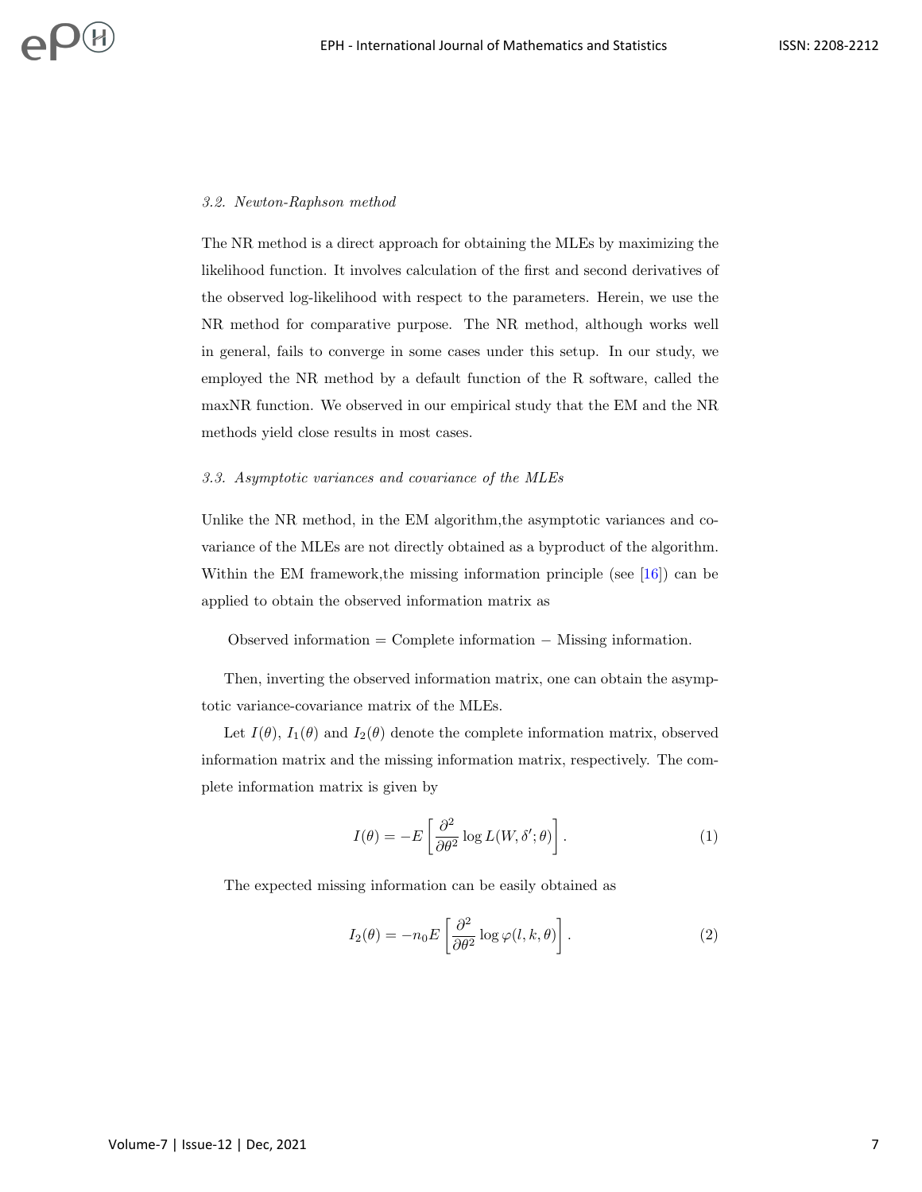### *3.2. Newton-Raphson method*

The NR method is a direct approach for obtaining the MLEs by maximizing the likelihood function. It involves calculation of the first and second derivatives of the observed log-likelihood with respect to the parameters. Herein, we use the NR method for comparative purpose. The NR method, although works well in general, fails to converge in some cases under this setup. In our study, we employed the NR method by a default function of the R software, called the maxNR function. We observed in our empirical study that the EM and the NR methods yield close results in most cases.

### *3.3. Asymptotic variances and covariance of the MLEs*

Unlike the NR method, in the EM algorithm,the asymptotic variances and covariance of the MLEs are not directly obtained as a byproduct of the algorithm. Within the EM framework,the missing information principle (see [16]) can be applied to obtain the observed information matrix as

Observed information = Complete information − Missing information.

Then, inverting the observed information matrix, one can obtain the asymptotic variance-covariance matrix of the MLEs.

Let $I(\theta)$, $I_1(\theta)$ and $I_2(\theta)$ denote the complete information matrix, observed information matrix and the missing information matrix, respectively. The complete information matrix is given by

$$I(\theta) = -E\left[\frac{\partial^2}{\partial \theta^2} \log L(W, \delta'; \theta)\right]. \tag{1}$$

The expected missing information can be easily obtained as

$$I_2(\theta) = -n_0 E\left[\frac{\partial^2}{\partial \theta^2} \log \varphi(l, k, \theta)\right]. \tag{2}$$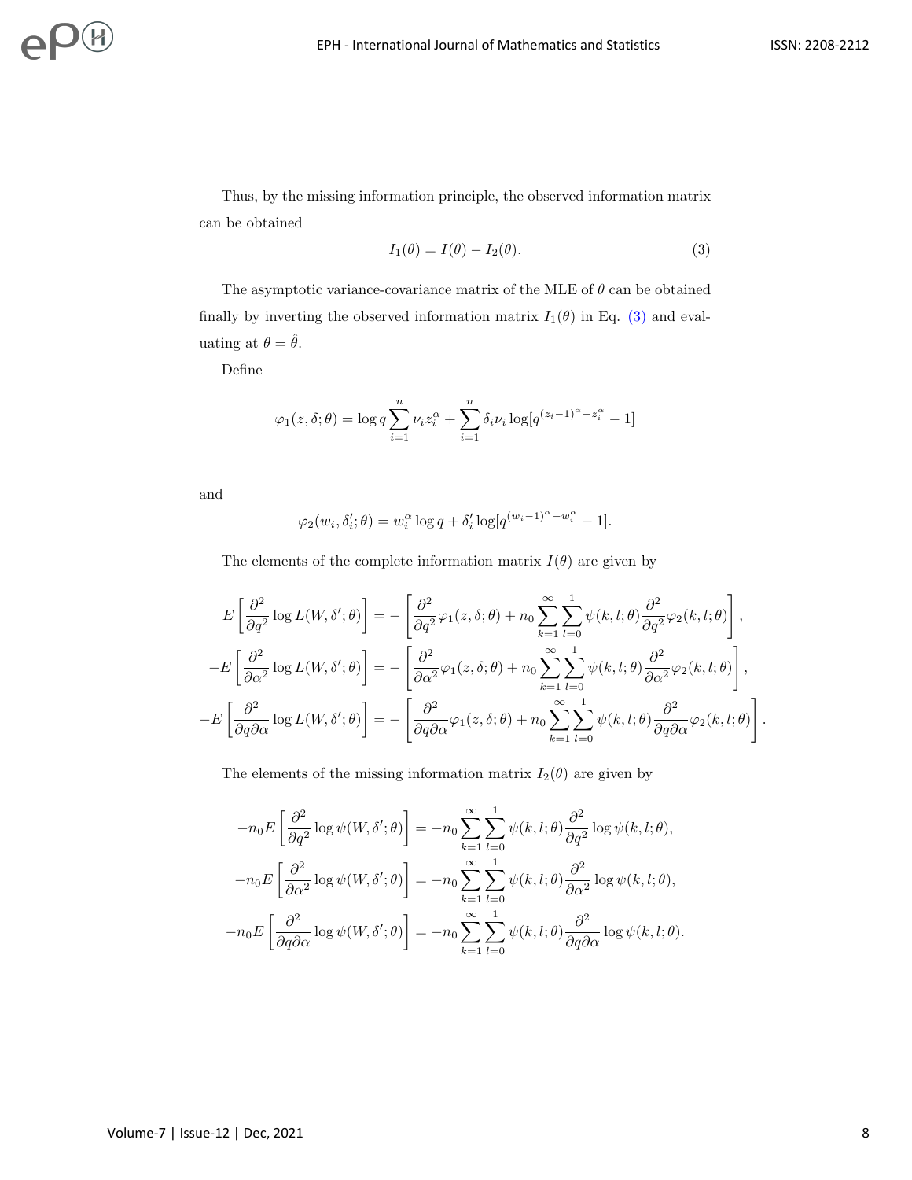Thus, by the missing information principle, the observed information matrix can be obtained

$$I_1(\theta) = I(\theta) - I_2(\theta). \tag{3}$$

The asymptotic variance-covariance matrix of the MLE of $\theta$ can be obtained finally by inverting the observed information matrix $I_1(\theta)$ in Eq. (3) and evaluating at $\theta = \hat{\theta}$.

Define

$$\varphi_1(z, \delta; \theta) = \log q \sum_{i=1}^{n} \nu_i z_i^{\alpha} + \sum_{i=1}^{n} \delta_i \nu_i \log[q^{(z_i-1)^{\alpha} - z_i^{\alpha}} - 1]$$

and

$$\varphi_2(w_i, \delta_i'; \theta) = w_i^{\alpha} \log q + \delta_i' \log[q^{(w_i-1)^{\alpha} - w_i^{\alpha}} - 1].$$

The elements of the complete information matrix $I(\theta)$ are given by

$$E\left[\frac{\partial^2}{\partial q^2} \log L(W, \delta'; \theta)\right] = -\left[\frac{\partial^2}{\partial q^2} \varphi_1(z, \delta; \theta) + n_0 \sum_{k=1}^{\infty} \sum_{l=0}^{1} \psi(k, l; \theta) \frac{\partial^2}{\partial q^2} \varphi_2(k, l; \theta)\right],$$

$$-E\left[\frac{\partial^2}{\partial \alpha^2} \log L(W, \delta'; \theta)\right] = -\left[\frac{\partial^2}{\partial \alpha^2} \varphi_1(z, \delta; \theta) + n_0 \sum_{k=1}^{\infty} \sum_{l=0}^{1} \psi(k, l; \theta) \frac{\partial^2}{\partial \alpha^2} \varphi_2(k, l; \theta)\right],$$

$$-E\left[\frac{\partial^2}{\partial q \partial \alpha} \log L(W, \delta'; \theta)\right] = -\left[\frac{\partial^2}{\partial q \partial \alpha} \varphi_1(z, \delta; \theta) + n_0 \sum_{k=1}^{\infty} \sum_{l=0}^{1} \psi(k, l; \theta) \frac{\partial^2}{\partial q \partial \alpha} \varphi_2(k, l; \theta)\right].$$

The elements of the missing information matrix $I_2(\theta)$ are given by

$$-n_0 E\left[\frac{\partial^2}{\partial q^2} \log \psi(W, \delta'; \theta)\right] = -n_0 \sum_{k=1}^{\infty} \sum_{l=0}^{1} \psi(k, l; \theta) \frac{\partial^2}{\partial q^2} \log \psi(k, l; \theta),$$

$$-n_0 E\left[\frac{\partial^2}{\partial \alpha^2} \log \psi(W, \delta'; \theta)\right] = -n_0 \sum_{k=1}^{\infty} \sum_{l=0}^{1} \psi(k, l; \theta) \frac{\partial^2}{\partial \alpha^2} \log \psi(k, l; \theta),$$

$$-n_0 E\left[\frac{\partial^2}{\partial q \partial \alpha} \log \psi(W, \delta'; \theta)\right] = -n_0 \sum_{k=1}^{\infty} \sum_{l=0}^{1} \psi(k, l; \theta) \frac{\partial^2}{\partial q \partial \alpha} \log \psi(k, l; \theta).$$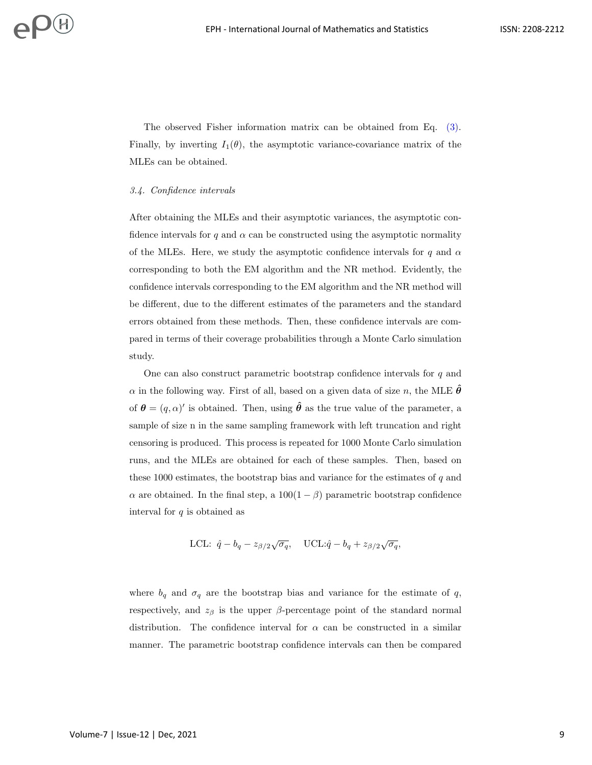The observed Fisher information matrix can be obtained from Eq. (3). Finally, by inverting $I_1(\theta)$, the asymptotic variance-covariance matrix of the MLEs can be obtained.

### *3.4. Confidence intervals*

After obtaining the MLEs and their asymptotic variances, the asymptotic confidence intervals for $q$ and $\alpha$ can be constructed using the asymptotic normality of the MLEs. Here, we study the asymptotic confidence intervals for $q$ and $\alpha$ corresponding to both the EM algorithm and the NR method. Evidently, the confidence intervals corresponding to the EM algorithm and the NR method will be different, due to the different estimates of the parameters and the standard errors obtained from these methods. Then, these confidence intervals are compared in terms of their coverage probabilities through a Monte Carlo simulation study.

One can also construct parametric bootstrap confidence intervals for $q$ and $\alpha$ in the following way. First of all, based on a given data of size $n$, the MLE $\hat{\boldsymbol{\theta}}$ of $\boldsymbol{\theta} = (q, \alpha)'$ is obtained. Then, using $\hat{\boldsymbol{\theta}}$ as the true value of the parameter, a sample of size n in the same sampling framework with left truncation and right censoring is produced. This process is repeated for 1000 Monte Carlo simulation runs, and the MLEs are obtained for each of these samples. Then, based on these 1000 estimates, the bootstrap bias and variance for the estimates of $q$ and $\alpha$ are obtained. In the final step, a $100(1-\beta)$ parametric bootstrap confidence interval for $q$ is obtained as

$$\text{LCL: } \hat{q} - b_q - z_{\beta/2}\sqrt{\sigma_q}, \quad \text{UCL:} \hat{q} - b_q + z_{\beta/2}\sqrt{\sigma_q},$$

where $b_q$ and $\sigma_q$ are the bootstrap bias and variance for the estimate of $q$, respectively, and $z_\beta$ is the upper $\beta$-percentage point of the standard normal distribution. The confidence interval for $\alpha$ can be constructed in a similar manner. The parametric bootstrap confidence intervals can then be compared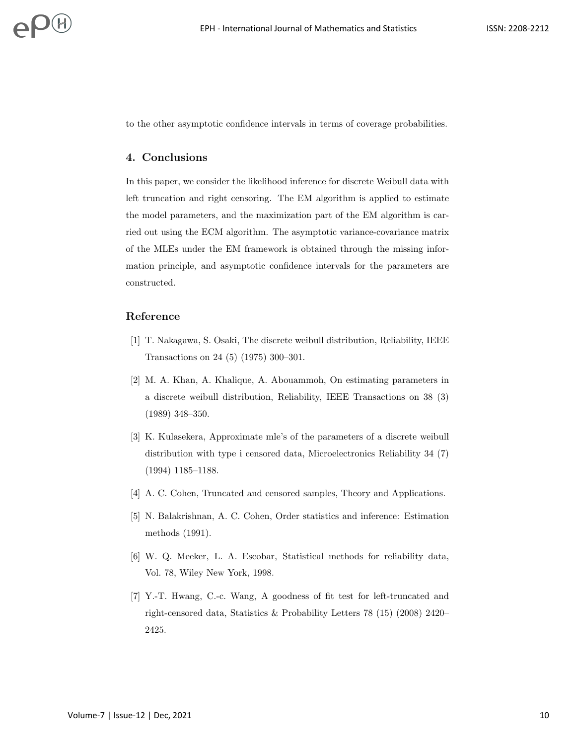to the other asymptotic confidence intervals in terms of coverage probabilities.

## 4. Conclusions

In this paper, we consider the likelihood inference for discrete Weibull data with left truncation and right censoring. The EM algorithm is applied to estimate the model parameters, and the maximization part of the EM algorithm is carried out using the ECM algorithm. The asymptotic variance-covariance matrix of the MLEs under the EM framework is obtained through the missing information principle, and asymptotic confidence intervals for the parameters are constructed.

## Reference

[1] T. Nakagawa, S. Osaki, The discrete weibull distribution, Reliability, IEEE Transactions on 24 (5) (1975) 300–301.

[2] M. A. Khan, A. Khalique, A. Abouammoh, On estimating parameters in a discrete weibull distribution, Reliability, IEEE Transactions on 38 (3) (1989) 348–350.

[3] K. Kulasekera, Approximate mle's of the parameters of a discrete weibull distribution with type i censored data, Microelectronics Reliability 34 (7) (1994) 1185–1188.

[4] A. C. Cohen, Truncated and censored samples, Theory and Applications.

[5] N. Balakrishnan, A. C. Cohen, Order statistics and inference: Estimation methods (1991).

[6] W. Q. Meeker, L. A. Escobar, Statistical methods for reliability data, Vol. 78, Wiley New York, 1998.

[7] Y.-T. Hwang, C.-c. Wang, A goodness of fit test for left-truncated and right-censored data, Statistics & Probability Letters 78 (15) (2008) 2420–2425.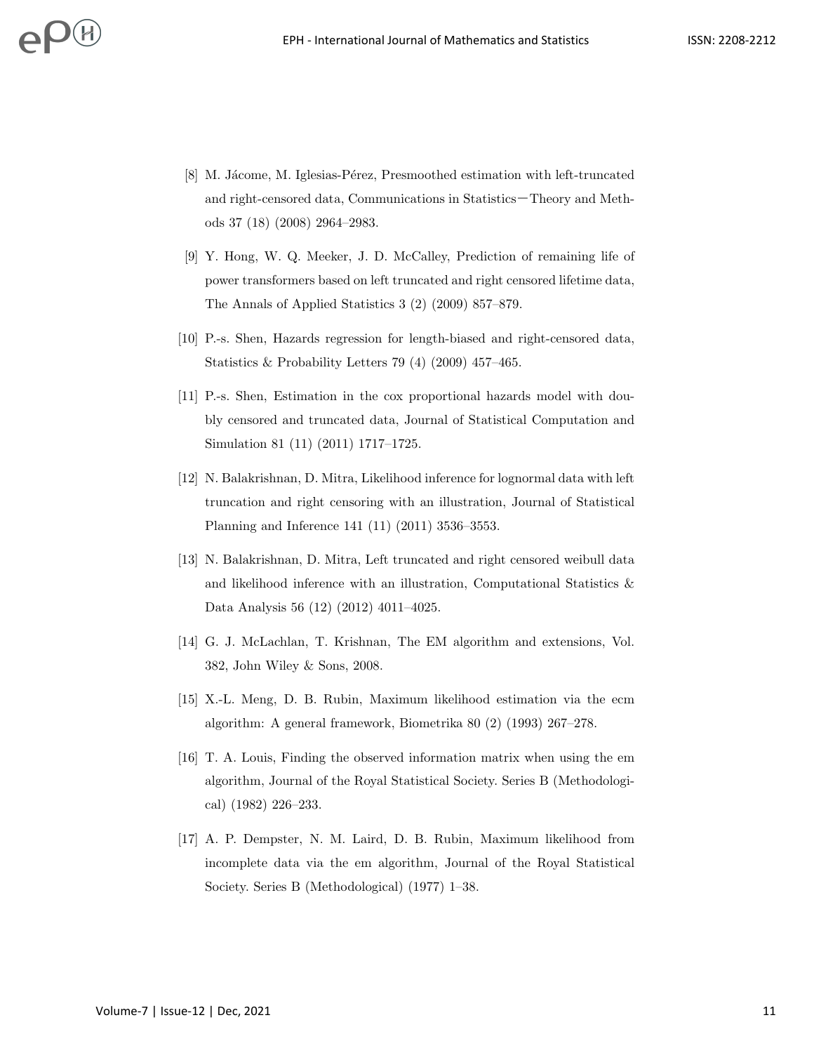[8] M. Jácome, M. Iglesias-Pérez, Presmoothed estimation with left-truncated and right-censored data, Communications in Statistics—Theory and Methods 37 (18) (2008) 2964–2983.

[9] Y. Hong, W. Q. Meeker, J. D. McCalley, Prediction of remaining life of power transformers based on left truncated and right censored lifetime data, The Annals of Applied Statistics 3 (2) (2009) 857–879.

[10] P.-s. Shen, Hazards regression for length-biased and right-censored data, Statistics & Probability Letters 79 (4) (2009) 457–465.

[11] P.-s. Shen, Estimation in the cox proportional hazards model with doubly censored and truncated data, Journal of Statistical Computation and Simulation 81 (11) (2011) 1717–1725.

[12] N. Balakrishnan, D. Mitra, Likelihood inference for lognormal data with left truncation and right censoring with an illustration, Journal of Statistical Planning and Inference 141 (11) (2011) 3536–3553.

[13] N. Balakrishnan, D. Mitra, Left truncated and right censored weibull data and likelihood inference with an illustration, Computational Statistics & Data Analysis 56 (12) (2012) 4011–4025.

[14] G. J. McLachlan, T. Krishnan, The EM algorithm and extensions, Vol. 382, John Wiley & Sons, 2008.

[15] X.-L. Meng, D. B. Rubin, Maximum likelihood estimation via the ecm algorithm: A general framework, Biometrika 80 (2) (1993) 267–278.

[16] T. A. Louis, Finding the observed information matrix when using the em algorithm, Journal of the Royal Statistical Society. Series B (Methodological) (1982) 226–233.

[17] A. P. Dempster, N. M. Laird, D. B. Rubin, Maximum likelihood from incomplete data via the em algorithm, Journal of the Royal Statistical Society. Series B (Methodological) (1977) 1–38.